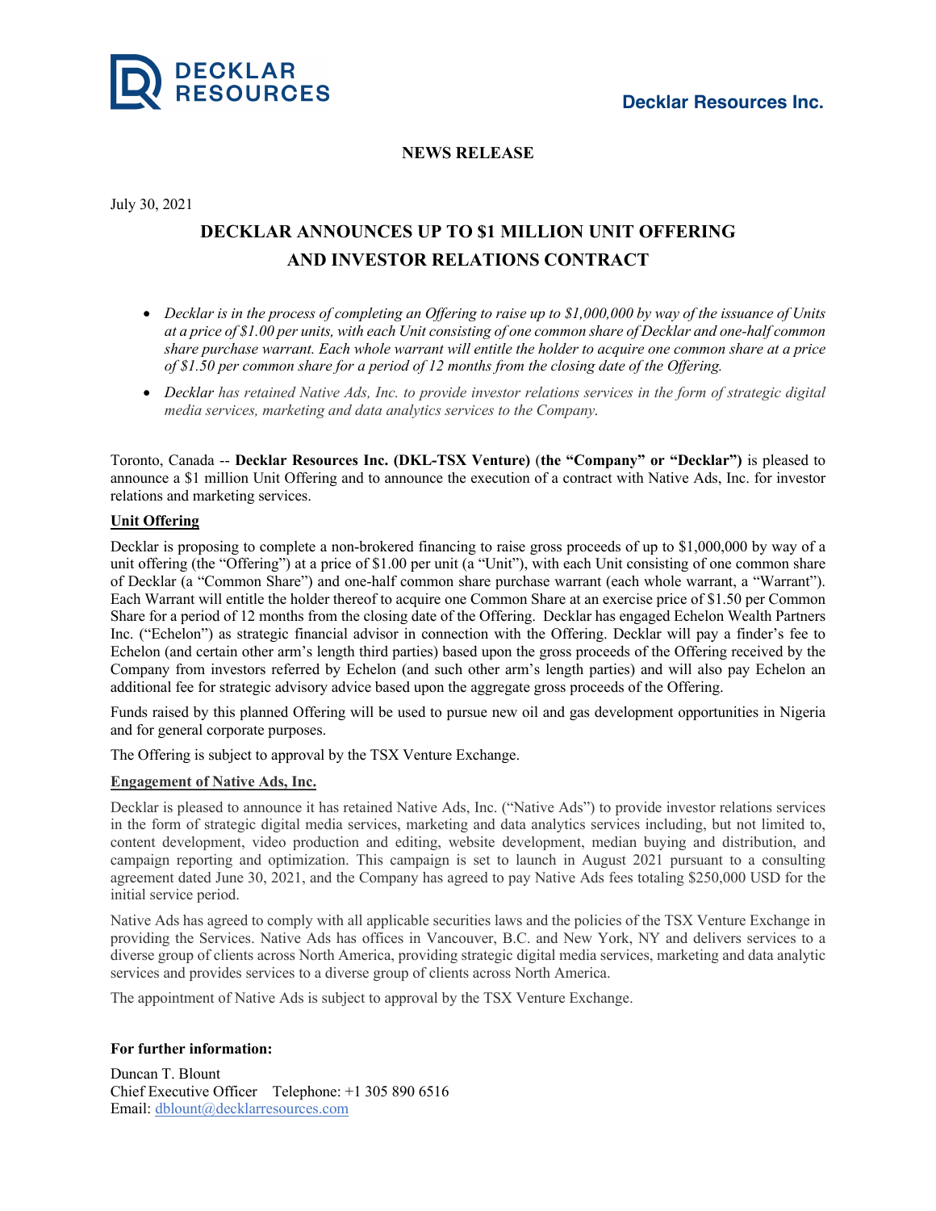**Decklar Resources Inc.**

**NEWS RELEASE**

July 30, 2021

# DECKLAR ANNOUNCES UP TO $1 MILLION UNIT OFFERING AND INVESTOR RELATIONS CONTRACT

- *Decklar is in the process of completing an Offering to raise up to $1,000,000 by way of the issuance of Units at a price of $1.00 per units, with each Unit consisting of one common share of Decklar and one-half common share purchase warrant. Each whole warrant will entitle the holder to acquire one common share at a price of $1.50 per common share for a period of 12 months from the closing date of the Offering.*
- *Decklar has retained Native Ads, Inc. to provide investor relations services in the form of strategic digital media services, marketing and data analytics services to the Company.*

Toronto, Canada -- **Decklar Resources Inc. (DKL-TSX Venture)** (**the "Company" or "Decklar")** is pleased to announce a $1 million Unit Offering and to announce the execution of a contract with Native Ads, Inc. for investor relations and marketing services.

**Unit Offering**

Decklar is proposing to complete a non-brokered financing to raise gross proceeds of up to $1,000,000 by way of a unit offering (the "Offering") at a price of $1.00 per unit (a "Unit"), with each Unit consisting of one common share of Decklar (a "Common Share") and one-half common share purchase warrant (each whole warrant, a "Warrant"). Each Warrant will entitle the holder thereof to acquire one Common Share at an exercise price of $1.50 per Common Share for a period of 12 months from the closing date of the Offering. Decklar has engaged Echelon Wealth Partners Inc. ("Echelon") as strategic financial advisor in connection with the Offering. Decklar will pay a finder's fee to Echelon (and certain other arm's length third parties) based upon the gross proceeds of the Offering received by the Company from investors referred by Echelon (and such other arm's length parties) and will also pay Echelon an additional fee for strategic advisory advice based upon the aggregate gross proceeds of the Offering.

Funds raised by this planned Offering will be used to pursue new oil and gas development opportunities in Nigeria and for general corporate purposes.

The Offering is subject to approval by the TSX Venture Exchange.

**Engagement of Native Ads, Inc.**

Decklar is pleased to announce it has retained Native Ads, Inc. ("Native Ads") to provide investor relations services in the form of strategic digital media services, marketing and data analytics services including, but not limited to, content development, video production and editing, website development, median buying and distribution, and campaign reporting and optimization. This campaign is set to launch in August 2021 pursuant to a consulting agreement dated June 30, 2021, and the Company has agreed to pay Native Ads fees totaling $250,000 USD for the initial service period.

Native Ads has agreed to comply with all applicable securities laws and the policies of the TSX Venture Exchange in providing the Services. Native Ads has offices in Vancouver, B.C. and New York, NY and delivers services to a diverse group of clients across North America, providing strategic digital media services, marketing and data analytic services and provides services to a diverse group of clients across North America.

The appointment of Native Ads is subject to approval by the TSX Venture Exchange.

**For further information:**

Duncan T. Blount  
Chief Executive Officer    Telephone: +1 305 890 6516  
Email: dblount@decklarresources.com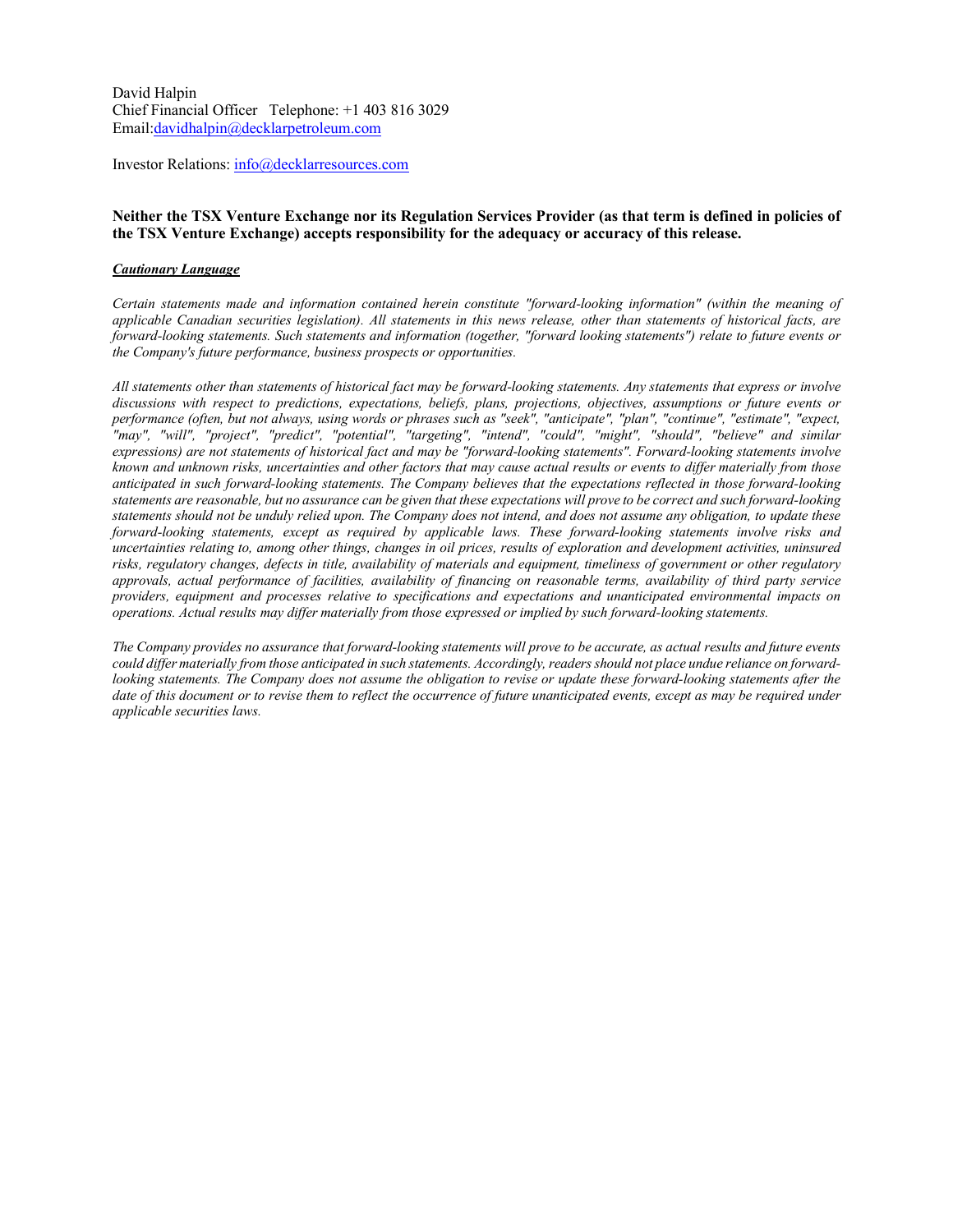David Halpin
Chief Financial Officer   Telephone: +1 403 816 3029
Email:davidhalpin@decklarpetroleum.com

Investor Relations: info@decklarresources.com

**Neither the TSX Venture Exchange nor its Regulation Services Provider (as that term is defined in policies of the TSX Venture Exchange) accepts responsibility for the adequacy or accuracy of this release.**

***Cautionary Language***

*Certain statements made and information contained herein constitute "forward-looking information" (within the meaning of applicable Canadian securities legislation). All statements in this news release, other than statements of historical facts, are forward-looking statements. Such statements and information (together, "forward looking statements") relate to future events or the Company's future performance, business prospects or opportunities.*

*All statements other than statements of historical fact may be forward-looking statements. Any statements that express or involve discussions with respect to predictions, expectations, beliefs, plans, projections, objectives, assumptions or future events or performance (often, but not always, using words or phrases such as "seek", "anticipate", "plan", "continue", "estimate", "expect, "may", "will", "project", "predict", "potential", "targeting", "intend", "could", "might", "should", "believe" and similar expressions) are not statements of historical fact and may be "forward-looking statements". Forward-looking statements involve known and unknown risks, uncertainties and other factors that may cause actual results or events to differ materially from those anticipated in such forward-looking statements. The Company believes that the expectations reflected in those forward-looking statements are reasonable, but no assurance can be given that these expectations will prove to be correct and such forward-looking statements should not be unduly relied upon. The Company does not intend, and does not assume any obligation, to update these forward-looking statements, except as required by applicable laws. These forward-looking statements involve risks and uncertainties relating to, among other things, changes in oil prices, results of exploration and development activities, uninsured risks, regulatory changes, defects in title, availability of materials and equipment, timeliness of government or other regulatory approvals, actual performance of facilities, availability of financing on reasonable terms, availability of third party service providers, equipment and processes relative to specifications and expectations and unanticipated environmental impacts on operations. Actual results may differ materially from those expressed or implied by such forward-looking statements.*

*The Company provides no assurance that forward-looking statements will prove to be accurate, as actual results and future events could differ materially from those anticipated in such statements. Accordingly, readers should not place undue reliance on forward-looking statements. The Company does not assume the obligation to revise or update these forward-looking statements after the date of this document or to revise them to reflect the occurrence of future unanticipated events, except as may be required under applicable securities laws.*